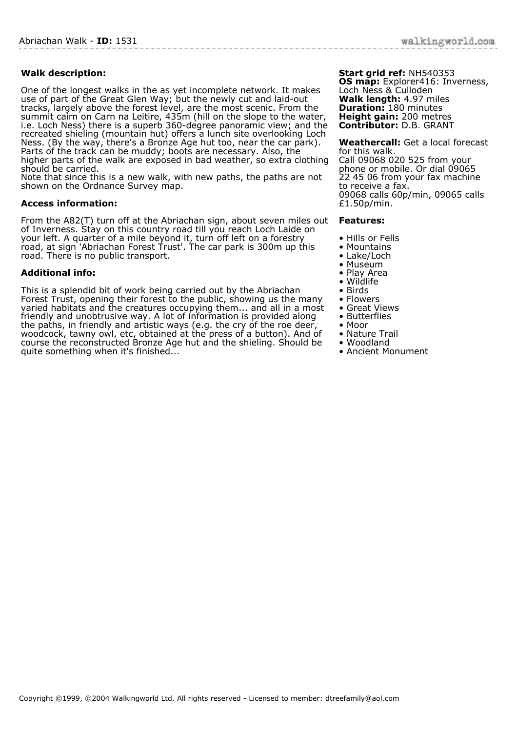Abriachan Walk - **ID:** 1531

### Walk description:

One of the longest walks in the as yet incomplete network. It makes use of part of the Great Glen Way; but the newly cut and laid-out tracks, largely above the forest level, are the most scenic. From the summit cairn on Carn na Leitire, 435m (hill on the slope to the water, i.e. Loch Ness) there is a superb 360-degree panoramic view; and the recreated shieling (mountain hut) offers a lunch site overlooking Loch Ness. (By the way, there's a Bronze Age hut too, near the car park). Parts of the track can be muddy; boots are necessary. Also, the higher parts of the walk are exposed in bad weather, so extra clothing should be carried.
Note that since this is a new walk, with new paths, the paths are not shown on the Ordnance Survey map.

### Access information:

From the A82(T) turn off at the Abriachan sign, about seven miles out of Inverness. Stay on this country road till you reach Loch Laide on your left. A quarter of a mile beyond it, turn off left on a forestry road, at sign 'Abriachan Forest Trust'. The car park is 300m up this road. There is no public transport.

### Additional info:

This is a splendid bit of work being carried out by the Abriachan Forest Trust, opening their forest to the public, showing us the many varied habitats and the creatures occupying them... and all in a most friendly and unobtrusive way. A lot of information is provided along the paths, in friendly and artistic ways (e.g. the cry of the roe deer, woodcock, tawny owl, etc, obtained at the press of a button). And of course the reconstructed Bronze Age hut and the shieling. Should be quite something when it's finished...

**Start grid ref:** NH540353
**OS map:** Explorer416: Inverness, Loch Ness & Culloden
**Walk length:** 4.97 miles
**Duration:** 180 minutes
**Height gain:** 200 metres
**Contributor:** D.B. GRANT

**Weathercall:** Get a local forecast for this walk.
Call 09068 020 525 from your phone or mobile. Or dial 09065 22 45 06 from your fax machine to receive a fax.
09068 calls 60p/min, 09065 calls £1.50p/min.

### Features:

- Hills or Fells
- Mountains
- Lake/Loch
- Museum
- Play Area
- Wildlife
- Birds
- Flowers
- Great Views
- Butterflies
- Moor
- Nature Trail
- Woodland
- Ancient Monument

Copyright ©1999, ©2004 Walkingworld Ltd. All rights reserved - Licensed to member: dtreefamily@aol.com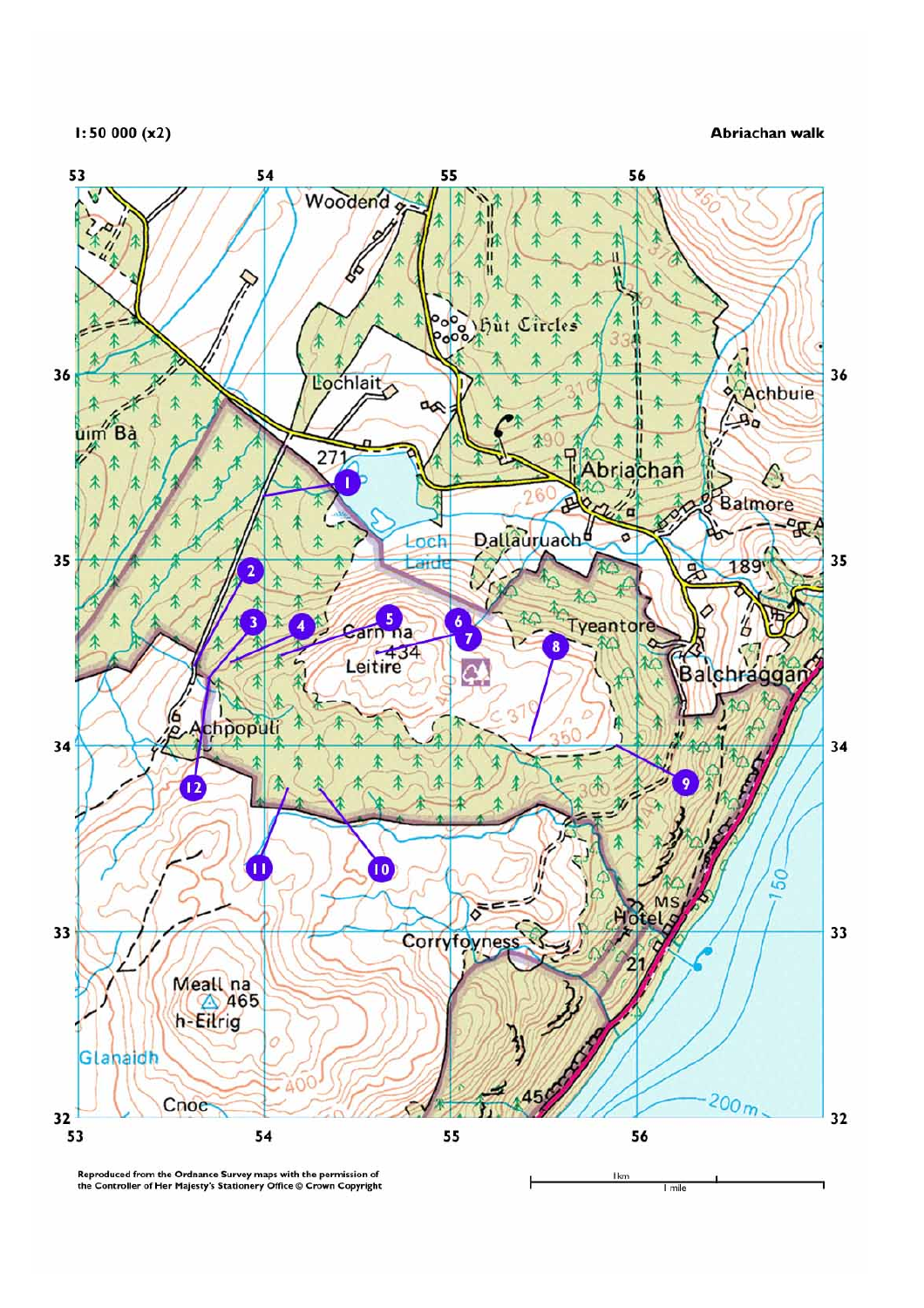**1:50 000 (x2)**

**Abriachan walk**

Reproduced from the Ordnance Survey maps with the permission of the Controller of Her Majesty's Stationery Office © Crown Copyright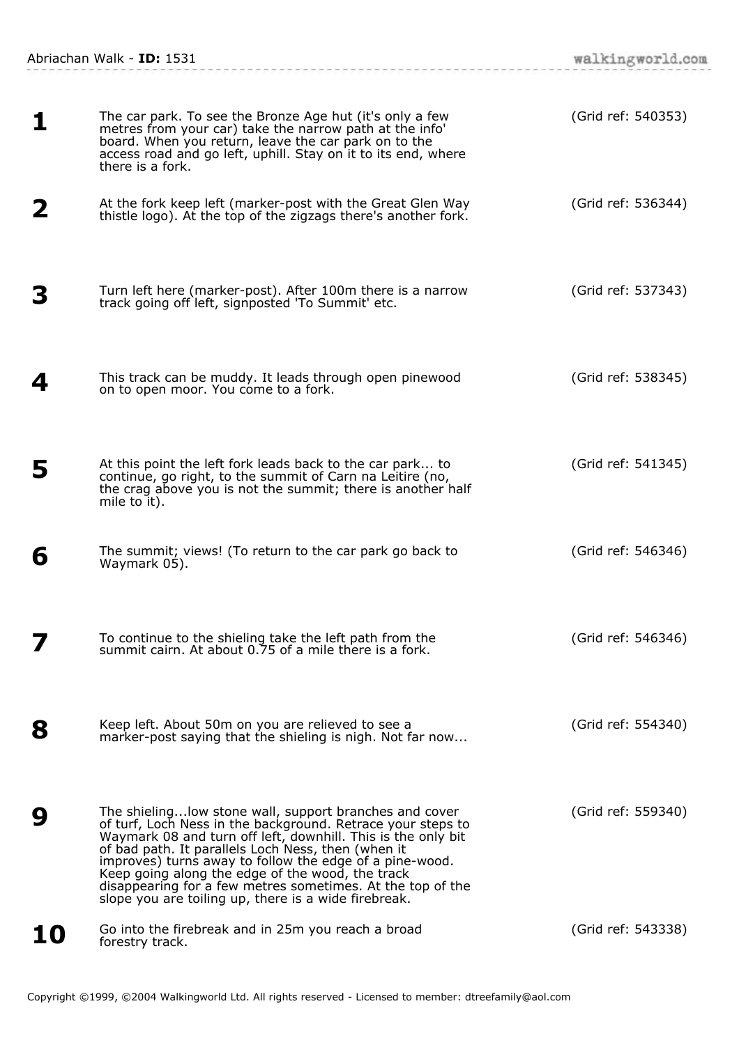| | | |
|---|---|---|
| **1** | The car park. To see the Bronze Age hut (it's only a few metres from your car) take the narrow path at the info' board. When you return, leave the car park on to the access road and go left, uphill. Stay on it to its end, where there is a fork. | (Grid ref: 540353) |
| **2** | At the fork keep left (marker-post with the Great Glen Way thistle logo). At the top of the zigzags there's another fork. | (Grid ref: 536344) |
| **3** | Turn left here (marker-post). After 100m there is a narrow track going off left, signposted 'To Summit' etc. | (Grid ref: 537343) |
| **4** | This track can be muddy. It leads through open pinewood on to open moor. You come to a fork. | (Grid ref: 538345) |
| **5** | At this point the left fork leads back to the car park... to continue, go right, to the summit of Carn na Leitire (no, the crag above you is not the summit; there is another half mile to it). | (Grid ref: 541345) |
| **6** | The summit; views! (To return to the car park go back to Waymark 05). | (Grid ref: 546346) |
| **7** | To continue to the shieling take the left path from the summit cairn. At about 0.75 of a mile there is a fork. | (Grid ref: 546346) |
| **8** | Keep left. About 50m on you are relieved to see a marker-post saying that the shieling is nigh. Not far now... | (Grid ref: 554340) |
| **9** | The shieling...low stone wall, support branches and cover of turf, Loch Ness in the background. Retrace your steps to Waymark 08 and turn off left, downhill. This is the only bit of bad path. It parallels Loch Ness, then (when it improves) turns away to follow the edge of a pine-wood. Keep going along the edge of the wood, the track disappearing for a few metres sometimes. At the top of the slope you are toiling up, there is a wide firebreak. | (Grid ref: 559340) |
| **10** | Go into the firebreak and in 25m you reach a broad forestry track. | (Grid ref: 543338) |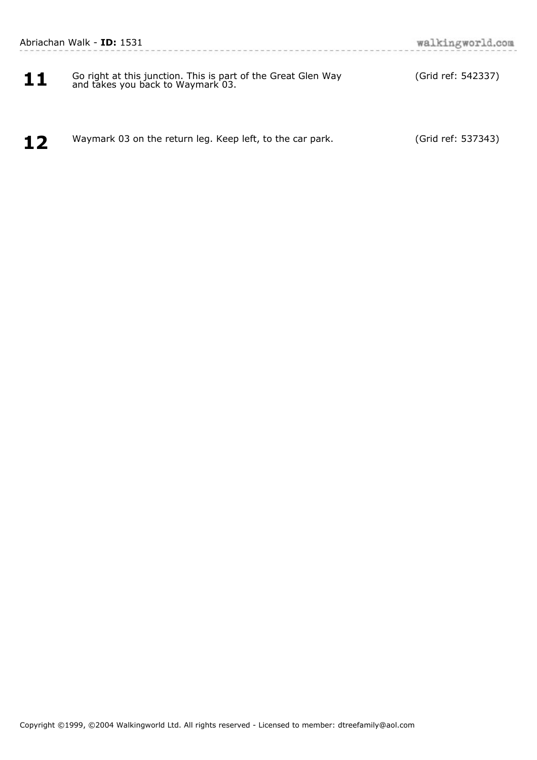**11** Go right at this junction. This is part of the Great Glen Way and takes you back to Waymark 03. (Grid ref: 542337)

**12** Waymark 03 on the return leg. Keep left, to the car park. (Grid ref: 537343)

Copyright ©1999, ©2004 Walkingworld Ltd. All rights reserved - Licensed to member: dtreefamily@aol.com